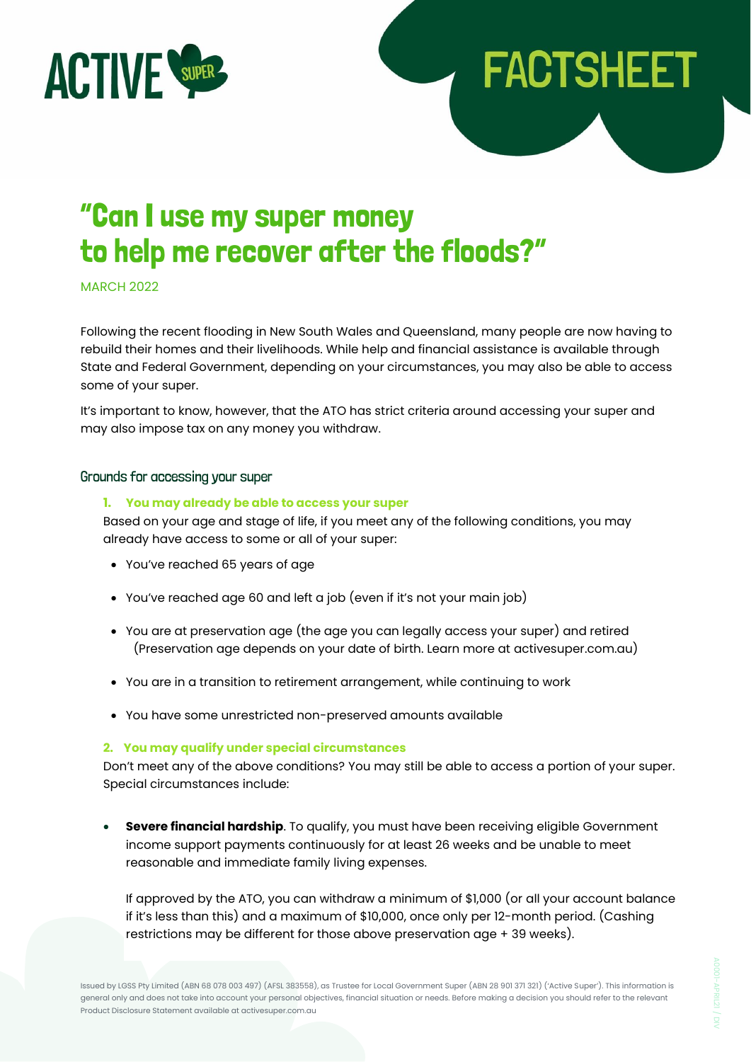ACTIVE SUPER

# FACTSHEET

# "Can I use my super money to help me recover after the floods?"

MARCH 2022

Following the recent flooding in New South Wales and Queensland, many people are now having to rebuild their homes and their livelihoods. While help and financial assistance is available through State and Federal Government, depending on your circumstances, you may also be able to access some of your super.

It's important to know, however, that the ATO has strict criteria around accessing your super and may also impose tax on any money you withdraw.

## Grounds for accessing your super

### 1. You may already be able to access your super

Based on your age and stage of life, if you meet any of the following conditions, you may already have access to some or all of your super:

- You've reached 65 years of age
- You've reached age 60 and left a job (even if it's not your main job)
- You are at preservation age (the age you can legally access your super) and retired (Preservation age depends on your date of birth. Learn more at activesuper.com.au)
- You are in a transition to retirement arrangement, while continuing to work
- You have some unrestricted non-preserved amounts available

### 2. You may qualify under special circumstances

Don't meet any of the above conditions? You may still be able to access a portion of your super. Special circumstances include:

- **Severe financial hardship**. To qualify, you must have been receiving eligible Government income support payments continuously for at least 26 weeks and be unable to meet reasonable and immediate family living expenses.

  If approved by the ATO, you can withdraw a minimum of $1,000 (or all your account balance if it's less than this) and a maximum of $10,000, once only per 12-month period. (Cashing restrictions may be different for those above preservation age + 39 weeks).

Issued by LGSS Pty Limited (ABN 68 078 003 497) (AFSL 383558), as Trustee for Local Government Super (ABN 28 901 371 321) ('Active Super'). This information is general only and does not take into account your personal objectives, financial situation or needs. Before making a decision you should refer to the relevant Product Disclosure Statement available at activesuper.com.au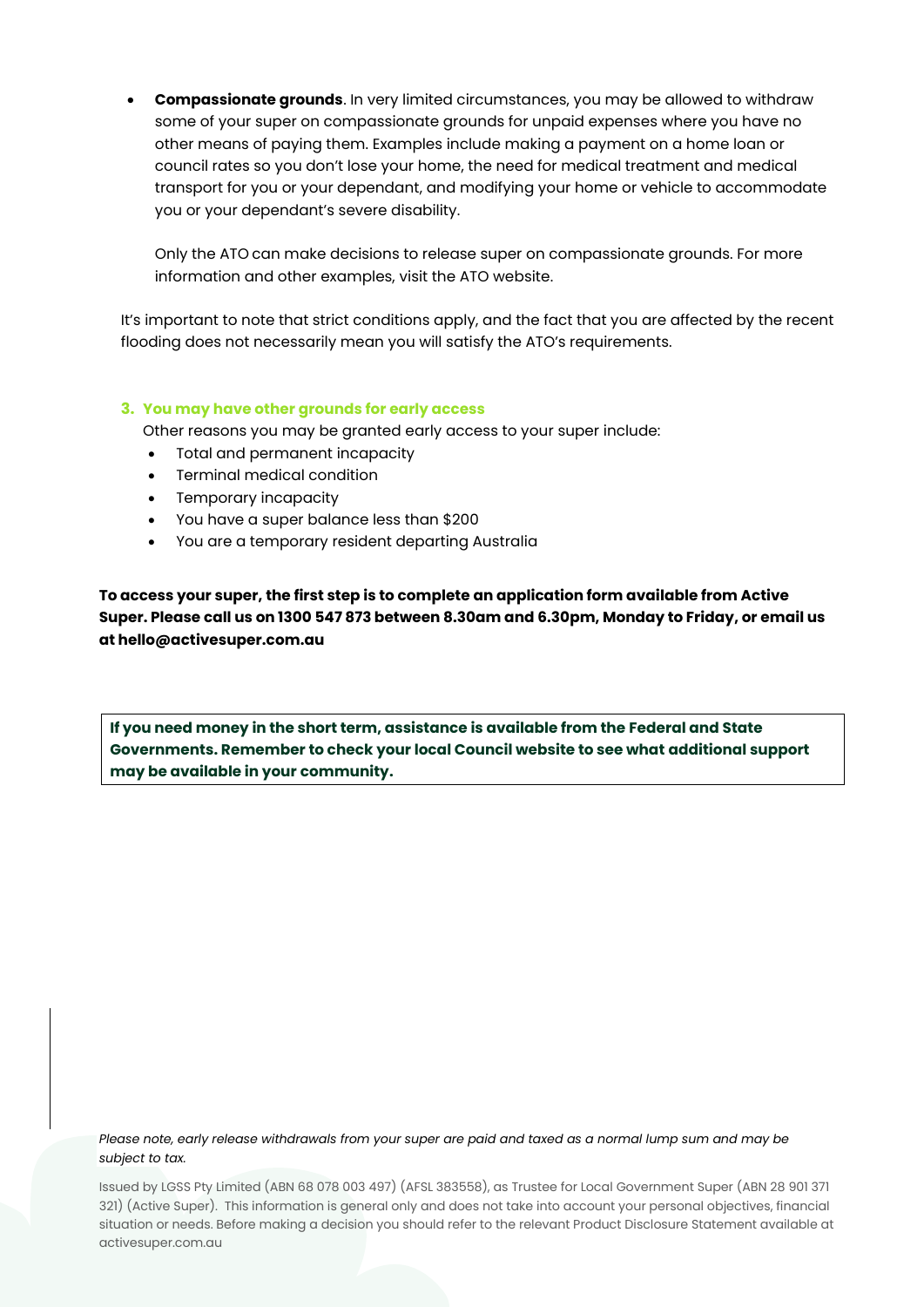- **Compassionate grounds**. In very limited circumstances, you may be allowed to withdraw some of your super on compassionate grounds for unpaid expenses where you have no other means of paying them. Examples include making a payment on a home loan or council rates so you don't lose your home, the need for medical treatment and medical transport for you or your dependant, and modifying your home or vehicle to accommodate you or your dependant's severe disability.

  Only the ATO can make decisions to release super on compassionate grounds. For more information and other examples, visit the ATO website.

It's important to note that strict conditions apply, and the fact that you are affected by the recent flooding does not necessarily mean you will satisfy the ATO's requirements.

### 3. You may have other grounds for early access

Other reasons you may be granted early access to your super include:

- Total and permanent incapacity
- Terminal medical condition
- Temporary incapacity
- You have a super balance less than $200
- You are a temporary resident departing Australia

**To access your super, the first step is to complete an application form available from Active Super. Please call us on 1300 547 873 between 8.30am and 6.30pm, Monday to Friday, or email us at hello@activesuper.com.au**

**If you need money in the short term, assistance is available from the Federal and State Governments. Remember to check your local Council website to see what additional support may be available in your community.**

*Please note, early release withdrawals from your super are paid and taxed as a normal lump sum and may be subject to tax.*

Issued by LGSS Pty Limited (ABN 68 078 003 497) (AFSL 383558), as Trustee for Local Government Super (ABN 28 901 371 321) (Active Super). This information is general only and does not take into account your personal objectives, financial situation or needs. Before making a decision you should refer to the relevant Product Disclosure Statement available at activesuper.com.au